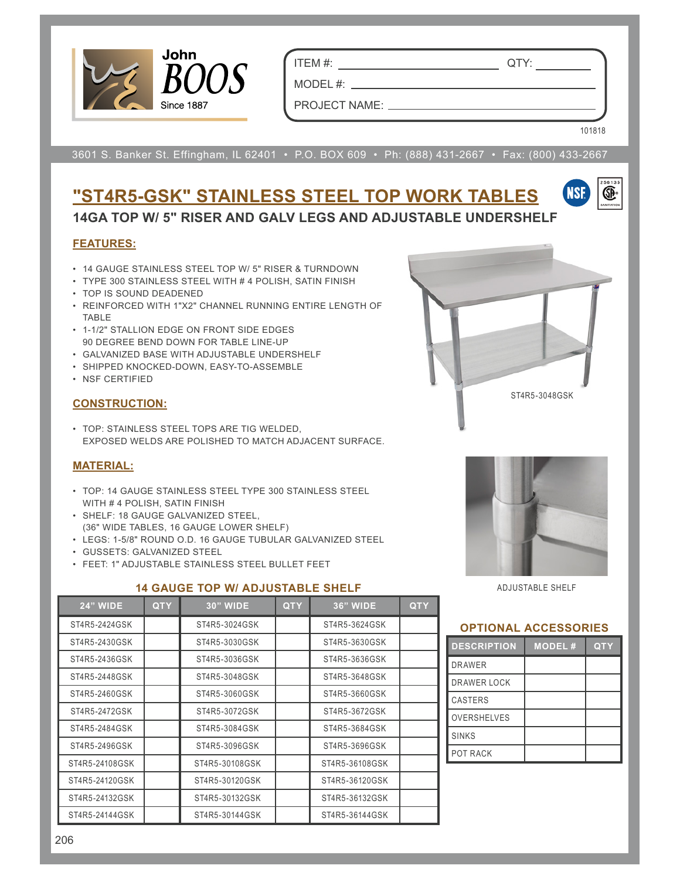John BOOS
Since 1887

ITEM #: ______________________ QTY: __________

MODEL #: ______________________________________

PROJECT NAME: _________________________________

101818

3601 S. Banker St. Effingham, IL 62401 • P.O. BOX 609 • Ph: (888) 431-2667 • Fax: (800) 433-2667

# "ST4R5-GSK" STAINLESS STEEL TOP WORK TABLES

## 14GA TOP W/ 5" RISER AND GALV LEGS AND ADJUSTABLE UNDERSHELF

### FEATURES:

- 14 GAUGE STAINLESS STEEL TOP W/ 5" RISER & TURNDOWN
- TYPE 300 STAINLESS STEEL WITH # 4 POLISH, SATIN FINISH
- TOP IS SOUND DEADENED
- REINFORCED WITH 1"X2" CHANNEL RUNNING ENTIRE LENGTH OF TABLE
- 1-1/2" STALLION EDGE ON FRONT SIDE EDGES
  90 DEGREE BEND DOWN FOR TABLE LINE-UP
- GALVANIZED BASE WITH ADJUSTABLE UNDERSHELF
- SHIPPED KNOCKED-DOWN, EASY-TO-ASSEMBLE
- NSF CERTIFIED

ST4R5-3048GSK

### CONSTRUCTION:

- TOP: STAINLESS STEEL TOPS ARE TIG WELDED,
  EXPOSED WELDS ARE POLISHED TO MATCH ADJACENT SURFACE.

### MATERIAL:

- TOP: 14 GAUGE STAINLESS STEEL TYPE 300 STAINLESS STEEL
  WITH # 4 POLISH, SATIN FINISH
- SHELF: 18 GAUGE GALVANIZED STEEL,
  (36" WIDE TABLES, 16 GAUGE LOWER SHELF)
- LEGS: 1-5/8" ROUND O.D. 16 GAUGE TUBULAR GALVANIZED STEEL
- GUSSETS: GALVANIZED STEEL
- FEET: 1" ADJUSTABLE STAINLESS STEEL BULLET FEET

ADJUSTABLE SHELF

### 14 GAUGE TOP W/ ADJUSTABLE SHELF

| 24" WIDE | QTY | 30" WIDE | QTY | 36" WIDE | QTY |
|---|---|---|---|---|---|
| ST4R5-2424GSK | | ST4R5-3024GSK | | ST4R5-3624GSK | |
| ST4R5-2430GSK | | ST4R5-3030GSK | | ST4R5-3630GSK | |
| ST4R5-2436GSK | | ST4R5-3036GSK | | ST4R5-3636GSK | |
| ST4R5-2448GSK | | ST4R5-3048GSK | | ST4R5-3648GSK | |
| ST4R5-2460GSK | | ST4R5-3060GSK | | ST4R5-3660GSK | |
| ST4R5-2472GSK | | ST4R5-3072GSK | | ST4R5-3672GSK | |
| ST4R5-2484GSK | | ST4R5-3084GSK | | ST4R5-3684GSK | |
| ST4R5-2496GSK | | ST4R5-3096GSK | | ST4R5-3696GSK | |
| ST4R5-24108GSK | | ST4R5-30108GSK | | ST4R5-36108GSK | |
| ST4R5-24120GSK | | ST4R5-30120GSK | | ST4R5-36120GSK | |
| ST4R5-24132GSK | | ST4R5-30132GSK | | ST4R5-36132GSK | |
| ST4R5-24144GSK | | ST4R5-30144GSK | | ST4R5-36144GSK | |

### OPTIONAL ACCESSORIES

| DESCRIPTION | MODEL # | QTY |
|---|---|---|
| DRAWER | | |
| DRAWER LOCK | | |
| CASTERS | | |
| OVERSHELVES | | |
| SINKS | | |
| POT RACK | | |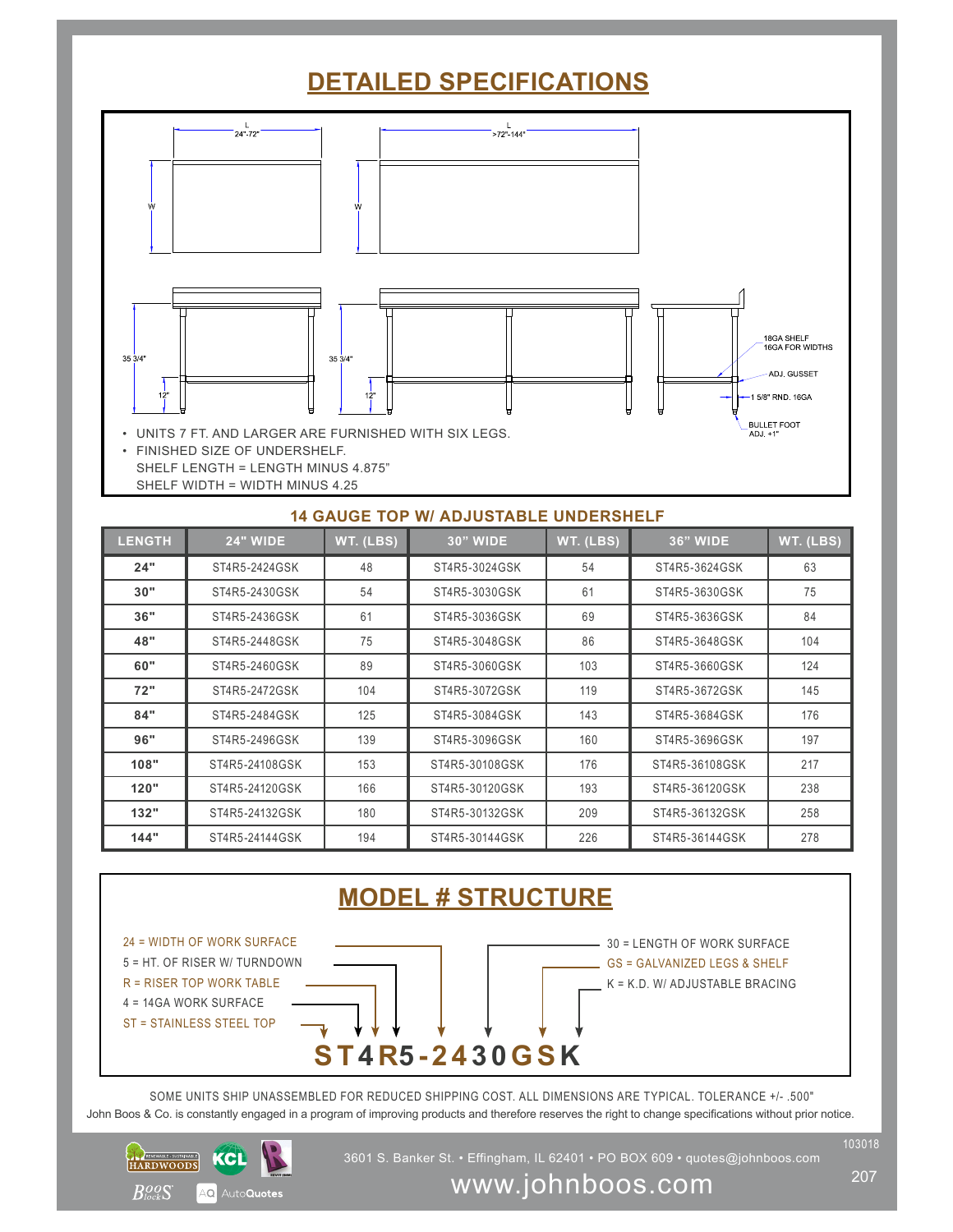# DETAILED SPECIFICATIONS

L
24"-72"

L
>72"-144"

W

W

35 3/4"

12"

35 3/4"

12"

18GA SHELF
16GA FOR WIDTHS

ADJ. GUSSET

1 5/8" RND. 16GA

BULLET FOOT
ADJ. +1"

- UNITS 7 FT. AND LARGER ARE FURNISHED WITH SIX LEGS.
- FINISHED SIZE OF UNDERSHELF.
  SHELF LENGTH = LENGTH MINUS 4.875"
  SHELF WIDTH = WIDTH MINUS 4.25

## 14 GAUGE TOP W/ ADJUSTABLE UNDERSHELF

| LENGTH | 24" WIDE | WT. (LBS) | 30" WIDE | WT. (LBS) | 36" WIDE | WT. (LBS) |
|---|---|---|---|---|---|---|
| 24" | ST4R5-2424GSK | 48 | ST4R5-3024GSK | 54 | ST4R5-3624GSK | 63 |
| 30" | ST4R5-2430GSK | 54 | ST4R5-3030GSK | 61 | ST4R5-3630GSK | 75 |
| 36" | ST4R5-2436GSK | 61 | ST4R5-3036GSK | 69 | ST4R5-3636GSK | 84 |
| 48" | ST4R5-2448GSK | 75 | ST4R5-3048GSK | 86 | ST4R5-3648GSK | 104 |
| 60" | ST4R5-2460GSK | 89 | ST4R5-3060GSK | 103 | ST4R5-3660GSK | 124 |
| 72" | ST4R5-2472GSK | 104 | ST4R5-3072GSK | 119 | ST4R5-3672GSK | 145 |
| 84" | ST4R5-2484GSK | 125 | ST4R5-3084GSK | 143 | ST4R5-3684GSK | 176 |
| 96" | ST4R5-2496GSK | 139 | ST4R5-3096GSK | 160 | ST4R5-3696GSK | 197 |
| 108" | ST4R5-24108GSK | 153 | ST4R5-30108GSK | 176 | ST4R5-36108GSK | 217 |
| 120" | ST4R5-24120GSK | 166 | ST4R5-30120GSK | 193 | ST4R5-36120GSK | 238 |
| 132" | ST4R5-24132GSK | 180 | ST4R5-30132GSK | 209 | ST4R5-36132GSK | 258 |
| 144" | ST4R5-24144GSK | 194 | ST4R5-30144GSK | 226 | ST4R5-36144GSK | 278 |

# MODEL # STRUCTURE

24 = WIDTH OF WORK SURFACE
5 = HT. OF RISER W/ TURNDOWN
R = RISER TOP WORK TABLE
4 = 14GA WORK SURFACE
ST = STAINLESS STEEL TOP

30 = LENGTH OF WORK SURFACE
GS = GALVANIZED LEGS & SHELF
K = K.D. W/ ADJUSTABLE BRACING

**ST4R5-2430GSK**

SOME UNITS SHIP UNASSEMBLED FOR REDUCED SHIPPING COST. ALL DIMENSIONS ARE TYPICAL. TOLERANCE +/- .500"

John Boos & Co. is constantly engaged in a program of improving products and therefore reserves the right to change specifications without prior notice.

3601 S. Banker St. • Effingham, IL 62401 • PO BOX 609 • quotes@johnboos.com

www.johnboos.com

103018